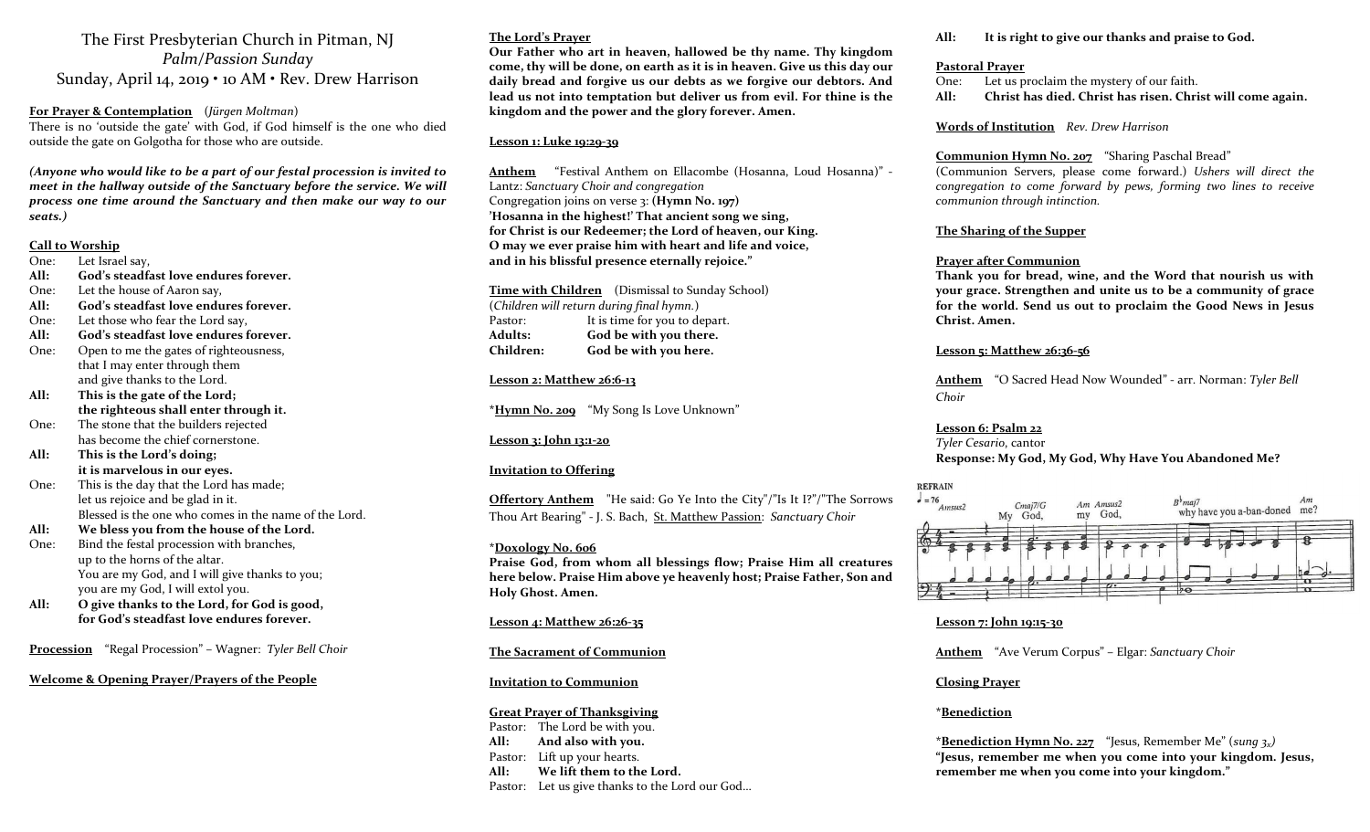# The First Presbyterian Church in Pitman, NJ

*Palm/Passion Sunday*

Sunday, April 14, 2019 • 10 AM • Rev. Drew Harrison

**For Prayer & Contemplation** (*Jürgen Moltman*)
There is no 'outside the gate' with God, if God himself is the one who died outside the gate on Golgotha for those who are outside.

***(Anyone who would like to be a part of our festal procession is invited to meet in the hallway outside of the Sanctuary before the service. We will process one time around the Sanctuary and then make our way to our seats.)***

**Call to Worship**

One: Let Israel say,
**All: God's steadfast love endures forever.**
One: Let the house of Aaron say,
**All: God's steadfast love endures forever.**
One: Let those who fear the Lord say,
**All: God's steadfast love endures forever.**
One: Open to me the gates of righteousness,
that I may enter through them
and give thanks to the Lord.
**All: This is the gate of the Lord;
the righteous shall enter through it.**
One: The stone that the builders rejected
has become the chief cornerstone.
**All: This is the Lord's doing;
it is marvelous in our eyes.**
One: This is the day that the Lord has made;
let us rejoice and be glad in it.
Blessed is the one who comes in the name of the Lord.
**All: We bless you from the house of the Lord.**
One: Bind the festal procession with branches,
up to the horns of the altar.
You are my God, and I will give thanks to you;
you are my God, I will extol you.
**All: O give thanks to the Lord, for God is good,
for God's steadfast love endures forever.**

**Procession** "Regal Procession" – Wagner: *Tyler Bell Choir*

**Welcome & Opening Prayer/Prayers of the People**

**The Lord's Prayer**
**Our Father who art in heaven, hallowed be thy name. Thy kingdom come, thy will be done, on earth as it is in heaven. Give us this day our daily bread and forgive us our debts as we forgive our debtors. And lead us not into temptation but deliver us from evil. For thine is the kingdom and the power and the glory forever. Amen.**

**Lesson 1: Luke 19:29-39**

**Anthem** "Festival Anthem on Ellacombe (Hosanna, Loud Hosanna)" - Lantz: *Sanctuary Choir and congregation*
Congregation joins on verse 3: **(Hymn No. 197)**
**'Hosanna in the highest!' That ancient song we sing,
for Christ is our Redeemer; the Lord of heaven, our King.
O may we ever praise him with heart and life and voice,
and in his blissful presence eternally rejoice."**

**Time with Children** (Dismissal to Sunday School)
(*Children will return during final hymn.*)
Pastor: It is time for you to depart.
**Adults: God be with you there.**
**Children: God be with you here.**

**Lesson 2: Matthew 26:6-13**

\***Hymn No. 209** "My Song Is Love Unknown"

**Lesson 3: John 13:1-20**

**Invitation to Offering**

**Offertory Anthem** "He said: Go Ye Into the City"/"Is It I?"/"The Sorrows Thou Art Bearing" - J. S. Bach, St. Matthew Passion: *Sanctuary Choir*

\***Doxology No. 606**
**Praise God, from whom all blessings flow; Praise Him all creatures here below. Praise Him above ye heavenly host; Praise Father, Son and Holy Ghost. Amen.**

**Lesson 4: Matthew 26:26-35**

**The Sacrament of Communion**

**Invitation to Communion**

**Great Prayer of Thanksgiving**
Pastor: The Lord be with you.
**All: And also with you.**
Pastor: Lift up your hearts.
**All: We lift them to the Lord.**
Pastor: Let us give thanks to the Lord our God...
**All: It is right to give our thanks and praise to God.**

**Pastoral Prayer**
One: Let us proclaim the mystery of our faith.
**All: Christ has died. Christ has risen. Christ will come again.**

**Words of Institution** *Rev. Drew Harrison*

**Communion Hymn No. 207** "Sharing Paschal Bread"
(Communion Servers, please come forward.) *Ushers will direct the congregation to come forward by pews, forming two lines to receive communion through intinction.*

**The Sharing of the Supper**

**Prayer after Communion**
**Thank you for bread, wine, and the Word that nourish us with your grace. Strengthen and unite us to be a community of grace for the world. Send us out to proclaim the Good News in Jesus Christ. Amen.**

**Lesson 5: Matthew 26:36-56**

**Anthem** "O Sacred Head Now Wounded" - arr. Norman: *Tyler Bell Choir*

**Lesson 6: Psalm 22**
*Tyler Cesario*, cantor
**Response: My God, My God, Why Have You Abandoned Me?**

REFRAIN
My God, my God, why have you a-ban-doned me?

**Lesson 7: John 19:15-30**

**Anthem** "Ave Verum Corpus" – Elgar: *Sanctuary Choir*

**Closing Prayer**

\***Benediction**

\***Benediction Hymn No. 227** "Jesus, Remember Me" (*sung 3x*)
**"Jesus, remember me when you come into your kingdom. Jesus, remember me when you come into your kingdom."**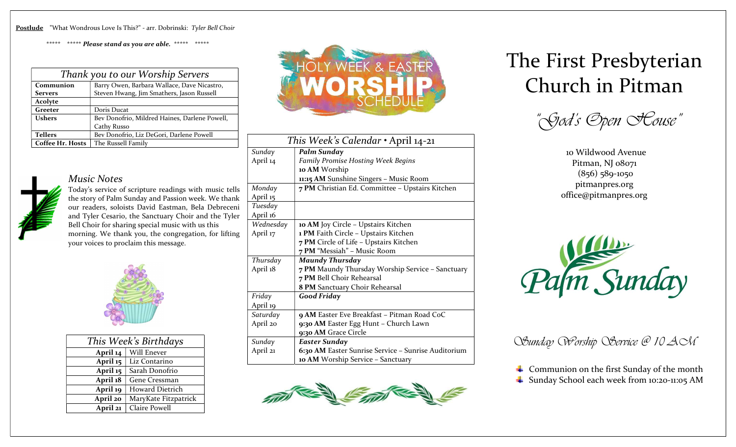**Postlude** "What Wondrous Love Is This?" - arr. Dobrinski: *Tyler Bell Choir*

\*\*\*\*\* \*\*\*\*\* ***Please stand as you are able.*** \*\*\*\*\* \*\*\*\*\*

| *Thank you to our Worship Servers* | |
|---|---|
| **Communion Servers** | Barry Owen, Barbara Wallace, Dave Nicastro, Steven Hwang, Jim Smathers, Jason Russell |
| **Acolyte** | |
| **Greeter** | Doris Ducat |
| **Ushers** | Bev Donofrio, Mildred Haines, Darlene Powell, Cathy Russo |
| **Tellers** | Bev Donofrio, Liz DeGori, Darlene Powell |
| **Coffee Hr. Hosts** | The Russell Family |

## *Music Notes*

Today's service of scripture readings with music tells the story of Palm Sunday and Passion week. We thank our readers, soloists David Eastman, Bela Debreceni and Tyler Cesario, the Sanctuary Choir and the Tyler Bell Choir for sharing special music with us this morning. We thank you, the congregation, for lifting your voices to proclaim this message.

| *This Week's Birthdays* | |
|---|---|
| **April 14** | Will Enever |
| **April 15** | Liz Contarino |
| **April 15** | Sarah Donofrio |
| **April 18** | Gene Cressman |
| **April 19** | Howard Dietrich |
| **April 20** | MaryKate Fitzpatrick |
| **April 21** | Claire Powell |

HOLY WEEK & EASTER WORSHIP SCHEDULE

| *This Week's Calendar* • April 14-21 | |
|---|---|
| *Sunday* April 14 | ***Palm Sunday*** *Family Promise Hosting Week Begins* **10 AM** Worship **11:15 AM** Sunshine Singers – Music Room |
| *Monday* April 15 | **7 PM** Christian Ed. Committee – Upstairs Kitchen |
| *Tuesday* April 16 | |
| *Wednesday* April 17 | **10 AM** Joy Circle – Upstairs Kitchen **1 PM** Faith Circle – Upstairs Kitchen **7 PM** Circle of Life – Upstairs Kitchen **7 PM** "Messiah" – Music Room |
| *Thursday* April 18 | ***Maundy Thursday*** **7 PM** Maundy Thursday Worship Service – Sanctuary **7 PM** Bell Choir Rehearsal **8 PM** Sanctuary Choir Rehearsal |
| *Friday* April 19 | ***Good Friday*** |
| *Saturday* April 20 | **9 AM** Easter Eve Breakfast – Pitman Road CoC **9:30 AM** Easter Egg Hunt – Church Lawn **9:30 AM** Grace Circle |
| *Sunday* April 21 | ***Easter Sunday*** **6:30 AM** Easter Sunrise Service – Sunrise Auditorium **10 AM** Worship Service – Sanctuary |

# The First Presbyterian Church in Pitman

*"God's Open House"*

10 Wildwood Avenue
Pitman, NJ 08071
(856) 589-1050
pitmanpres.org
office@pitmanpres.org

Palm Sunday

*Sunday Worship Service @ 10 AM*

- Communion on the first Sunday of the month
- Sunday School each week from 10:20-11:05 AM